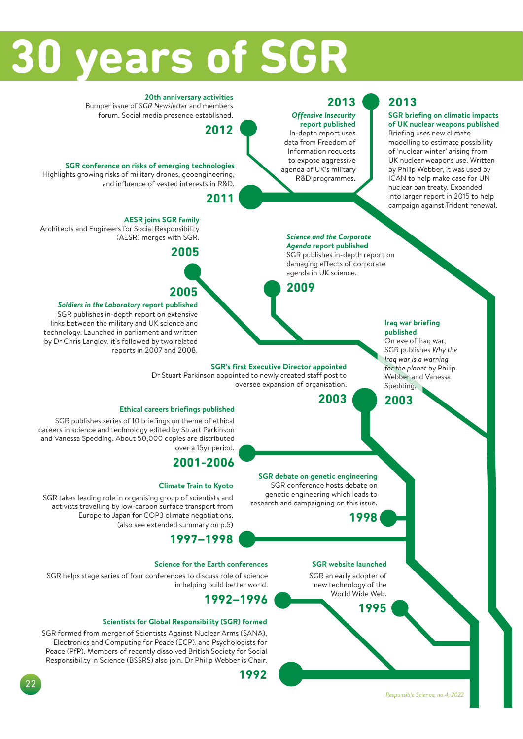# 30 years of SGR

### 1992

**Scientists for Global Responsibility (SGR) formed**

SGR formed from merger of Scientists Against Nuclear Arms (SANA), Electronics and Computing for Peace (ECP), and Psychologists for Peace (PfP). Members of recently dissolved British Society for Social Responsibility in Science (BSSRS) also join. Dr Philip Webber is Chair.

### 1992–1996

**Science for the Earth conferences**

SGR helps stage series of four conferences to discuss role of science in helping build better world.

### 1995

**SGR website launched**

SGR an early adopter of new technology of the World Wide Web.

### 1997–1998

**Climate Train to Kyoto**

SGR takes leading role in organising group of scientists and activists travelling by low-carbon surface transport from Europe to Japan for COP3 climate negotiations. (also see extended summary on p.5)

### 1998

**SGR debate on genetic engineering**

SGR conference hosts debate on genetic engineering which leads to research and campaigning on this issue.

### 2001-2006

**Ethical careers briefings published**

SGR publishes series of 10 briefings on theme of ethical careers in science and technology edited by Stuart Parkinson and Vanessa Spedding. About 50,000 copies are distributed over a 15yr period.

### 2003

**SGR's first Executive Director appointed**

Dr Stuart Parkinson appointed to newly created staff post to oversee expansion of organisation.

### 2003

**Iraq war briefing published**

On eve of Iraq war, SGR publishes *Why the Iraq war is a warning for the planet* by Philip Webber and Vanessa Spedding.

### 2005

***Soldiers in the Laboratory* report published**

SGR publishes in-depth report on extensive links between the military and UK science and technology. Launched in parliament and written by Dr Chris Langley, it's followed by two related reports in 2007 and 2008.

### 2005

**AESR joins SGR family**

Architects and Engineers for Social Responsibility (AESR) merges with SGR.

### 2009

***Science and the Corporate Agenda* report published**

SGR publishes in-depth report on damaging effects of corporate agenda in UK science.

### 2011

**SGR conference on risks of emerging technologies**

Highlights growing risks of military drones, geoengineering, and influence of vested interests in R&D.

### 2012

**20th anniversary activities**

Bumper issue of *SGR Newsletter* and members forum. Social media presence established.

### 2013

***Offensive Insecurity* report published**

In-depth report uses data from Freedom of Information requests to expose aggressive agenda of UK's military R&D programmes.

### 2013

**SGR briefing on climatic impacts of UK nuclear weapons published**

Briefing uses new climate modelling to estimate possibility of 'nuclear winter' arising from UK nuclear weapons use. Written by Philip Webber, it was used by ICAN to help make case for UN nuclear ban treaty. Expanded into larger report in 2015 to help campaign against Trident renewal.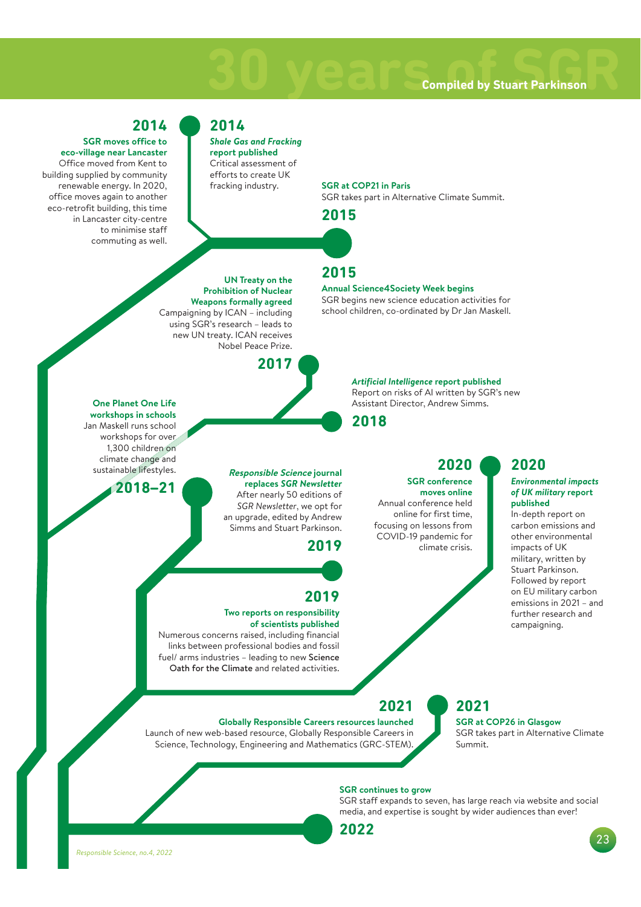# 30 years of SGR

**Compiled by Stuart Parkinson**

## 2014

**SGR moves office to eco-village near Lancaster**
Office moved from Kent to building supplied by community renewable energy. In 2020, office moves again to another eco-retrofit building, this time in Lancaster city-centre to minimise staff commuting as well.

## 2014

***Shale Gas and Fracking* report published**
Critical assessment of efforts to create UK fracking industry.

## 2015

**SGR at COP21 in Paris**
SGR takes part in Alternative Climate Summit.

## 2015

**Annual Science4Society Week begins**
SGR begins new science education activities for school children, co-ordinated by Dr Jan Maskell.

## 2017

**UN Treaty on the Prohibition of Nuclear Weapons formally agreed**
Campaigning by ICAN – including using SGR's research – leads to new UN treaty. ICAN receives Nobel Peace Prize.

## 2018

***Artificial Intelligence* report published**
Report on risks of AI written by SGR's new Assistant Director, Andrew Simms.

## 2018–21

**One Planet One Life workshops in schools**
Jan Maskell runs school workshops for over 1,300 children on climate change and sustainable lifestyles.

## 2019

***Responsible Science* journal replaces *SGR Newsletter***
After nearly 50 editions of *SGR Newsletter*, we opt for an upgrade, edited by Andrew Simms and Stuart Parkinson.

## 2019

**Two reports on responsibility of scientists published**
Numerous concerns raised, including financial links between professional bodies and fossil fuel/ arms industries – leading to new Science Oath for the Climate and related activities.

## 2020

**SGR conference moves online**
Annual conference held online for first time, focusing on lessons from COVID-19 pandemic for climate crisis.

## 2020

***Environmental impacts of UK military* report published**
In-depth report on carbon emissions and other environmental impacts of UK military, written by Stuart Parkinson. Followed by report on EU military carbon emissions in 2021 – and further research and campaigning.

## 2021

**Globally Responsible Careers resources launched**
Launch of new web-based resource, Globally Responsible Careers in Science, Technology, Engineering and Mathematics (GRC-STEM).

## 2021

**SGR at COP26 in Glasgow**
SGR takes part in Alternative Climate Summit.

## 2022

**SGR continues to grow**
SGR staff expands to seven, has large reach via website and social media, and expertise is sought by wider audiences than ever!